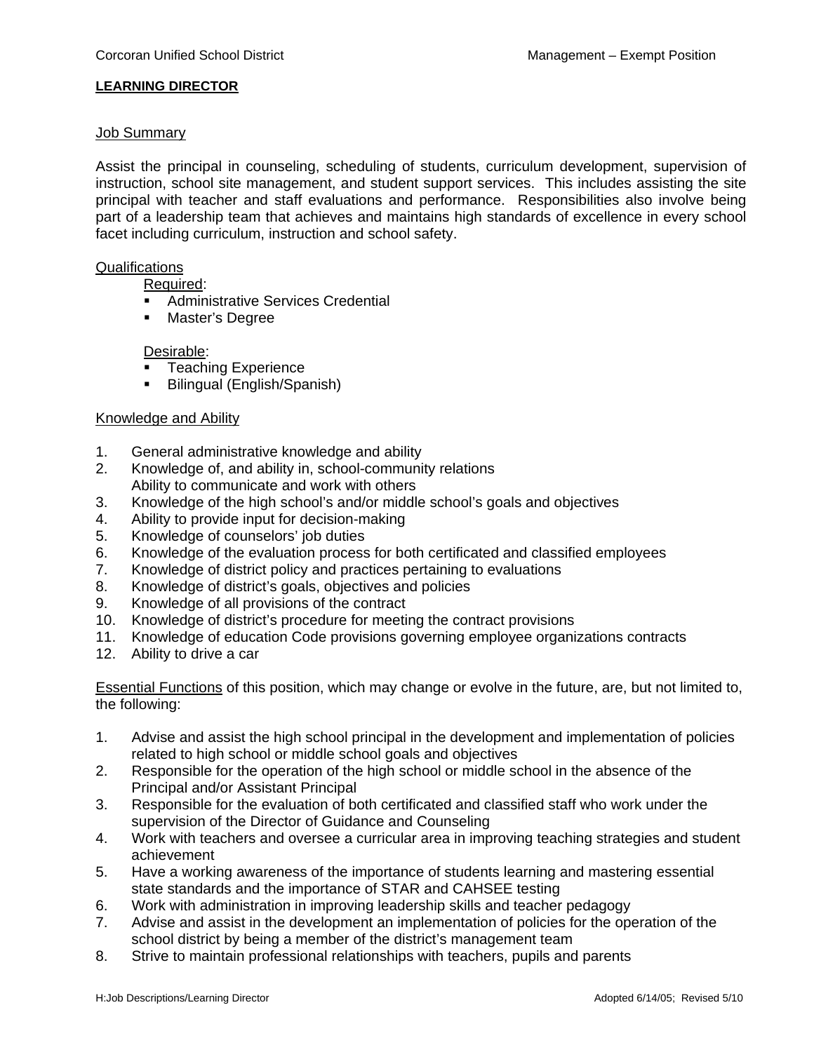Corcoran Unified School District — Management – Exempt Position

**LEARNING DIRECTOR**

## Job Summary

Assist the principal in counseling, scheduling of students, curriculum development, supervision of instruction, school site management, and student support services. This includes assisting the site principal with teacher and staff evaluations and performance. Responsibilities also involve being part of a leadership team that achieves and maintains high standards of excellence in every school facet including curriculum, instruction and school safety.

## Qualifications

Required:

- Administrative Services Credential
- Master's Degree

Desirable:

- Teaching Experience
- Bilingual (English/Spanish)

## Knowledge and Ability

1. General administrative knowledge and ability
2. Knowledge of, and ability in, school-community relations
   Ability to communicate and work with others
3. Knowledge of the high school's and/or middle school's goals and objectives
4. Ability to provide input for decision-making
5. Knowledge of counselors' job duties
6. Knowledge of the evaluation process for both certificated and classified employees
7. Knowledge of district policy and practices pertaining to evaluations
8. Knowledge of district's goals, objectives and policies
9. Knowledge of all provisions of the contract
10. Knowledge of district's procedure for meeting the contract provisions
11. Knowledge of education Code provisions governing employee organizations contracts
12. Ability to drive a car

Essential Functions of this position, which may change or evolve in the future, are, but not limited to, the following:

1. Advise and assist the high school principal in the development and implementation of policies related to high school or middle school goals and objectives
2. Responsible for the operation of the high school or middle school in the absence of the Principal and/or Assistant Principal
3. Responsible for the evaluation of both certificated and classified staff who work under the supervision of the Director of Guidance and Counseling
4. Work with teachers and oversee a curricular area in improving teaching strategies and student achievement
5. Have a working awareness of the importance of students learning and mastering essential state standards and the importance of STAR and CAHSEE testing
6. Work with administration in improving leadership skills and teacher pedagogy
7. Advise and assist in the development an implementation of policies for the operation of the school district by being a member of the district's management team
8. Strive to maintain professional relationships with teachers, pupils and parents

H:Job Descriptions/Learning Director — Adopted 6/14/05; Revised 5/10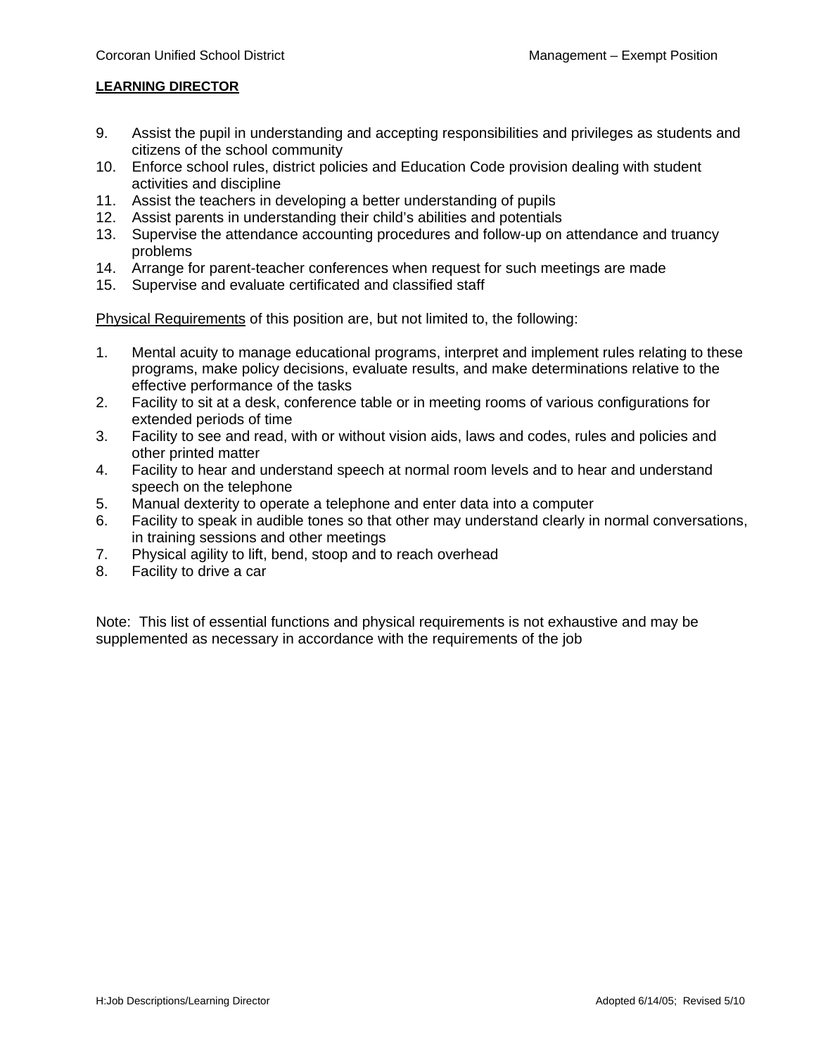**LEARNING DIRECTOR**

9. Assist the pupil in understanding and accepting responsibilities and privileges as students and citizens of the school community
10. Enforce school rules, district policies and Education Code provision dealing with student activities and discipline
11. Assist the teachers in developing a better understanding of pupils
12. Assist parents in understanding their child's abilities and potentials
13. Supervise the attendance accounting procedures and follow-up on attendance and truancy problems
14. Arrange for parent-teacher conferences when request for such meetings are made
15. Supervise and evaluate certificated and classified staff

Physical Requirements of this position are, but not limited to, the following:

1. Mental acuity to manage educational programs, interpret and implement rules relating to these programs, make policy decisions, evaluate results, and make determinations relative to the effective performance of the tasks
2. Facility to sit at a desk, conference table or in meeting rooms of various configurations for extended periods of time
3. Facility to see and read, with or without vision aids, laws and codes, rules and policies and other printed matter
4. Facility to hear and understand speech at normal room levels and to hear and understand speech on the telephone
5. Manual dexterity to operate a telephone and enter data into a computer
6. Facility to speak in audible tones so that other may understand clearly in normal conversations, in training sessions and other meetings
7. Physical agility to lift, bend, stoop and to reach overhead
8. Facility to drive a car

Note: This list of essential functions and physical requirements is not exhaustive and may be supplemented as necessary in accordance with the requirements of the job

H:Job Descriptions/Learning Director

Adopted 6/14/05; Revised 5/10